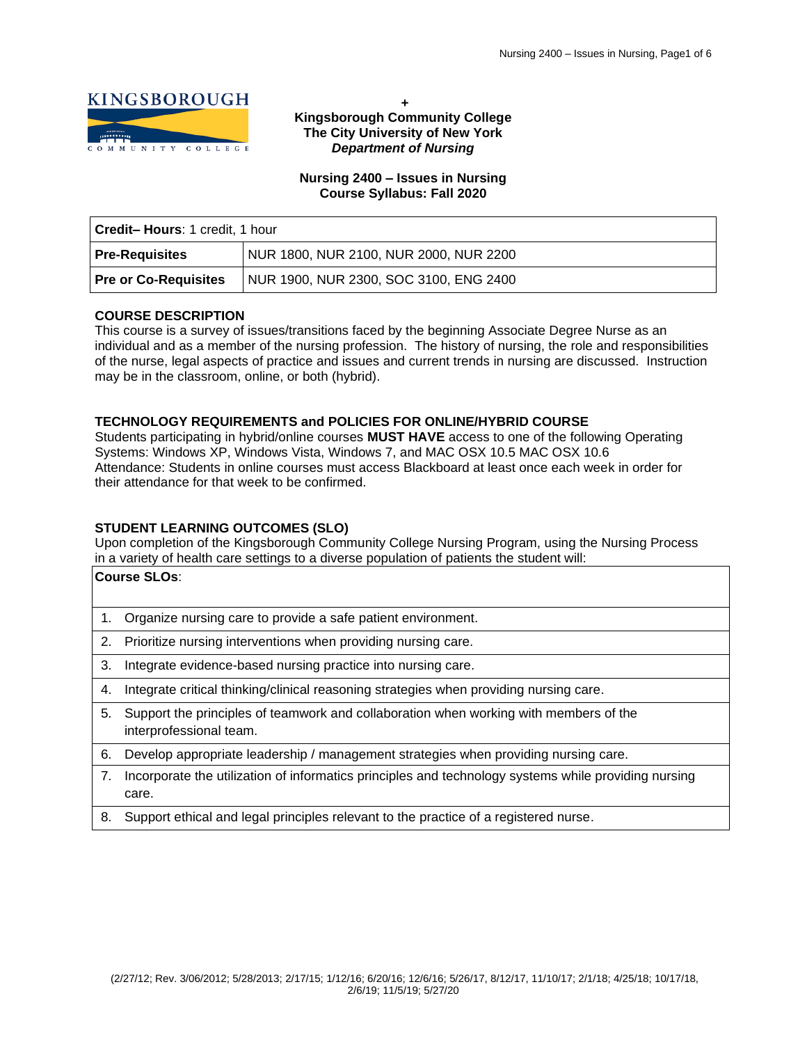+

**Kingsborough Community College**
**The City University of New York**
***Department of Nursing***

**Nursing 2400 – Issues in Nursing**
**Course Syllabus: Fall 2020**

| **Credit– Hours**: 1 credit, 1 hour | |
|---|---|
| **Pre-Requisites** | NUR 1800, NUR 2100, NUR 2000, NUR 2200 |
| **Pre or Co-Requisites** | NUR 1900, NUR 2300, SOC 3100, ENG 2400 |

## COURSE DESCRIPTION

This course is a survey of issues/transitions faced by the beginning Associate Degree Nurse as an individual and as a member of the nursing profession. The history of nursing, the role and responsibilities of the nurse, legal aspects of practice and issues and current trends in nursing are discussed. Instruction may be in the classroom, online, or both (hybrid).

## TECHNOLOGY REQUIREMENTS and POLICIES FOR ONLINE/HYBRID COURSE

Students participating in hybrid/online courses **MUST HAVE** access to one of the following Operating Systems: Windows XP, Windows Vista, Windows 7, and MAC OSX 10.5 MAC OSX 10.6
Attendance: Students in online courses must access Blackboard at least once each week in order for their attendance for that week to be confirmed.

## STUDENT LEARNING OUTCOMES (SLO)

Upon completion of the Kingsborough Community College Nursing Program, using the Nursing Process in a variety of health care settings to a diverse population of patients the student will:

| **Course SLOs**: |
|---|
| 1. Organize nursing care to provide a safe patient environment. |
| 2. Prioritize nursing interventions when providing nursing care. |
| 3. Integrate evidence-based nursing practice into nursing care. |
| 4. Integrate critical thinking/clinical reasoning strategies when providing nursing care. |
| 5. Support the principles of teamwork and collaboration when working with members of the interprofessional team. |
| 6. Develop appropriate leadership / management strategies when providing nursing care. |
| 7. Incorporate the utilization of informatics principles and technology systems while providing nursing care. |
| 8. Support ethical and legal principles relevant to the practice of a registered nurse. |

(2/27/12; Rev. 3/06/2012; 5/28/2013; 2/17/15; 1/12/16; 6/20/16; 12/6/16; 5/26/17, 8/12/17, 11/10/17; 2/1/18; 4/25/18; 10/17/18, 2/6/19; 11/5/19; 5/27/20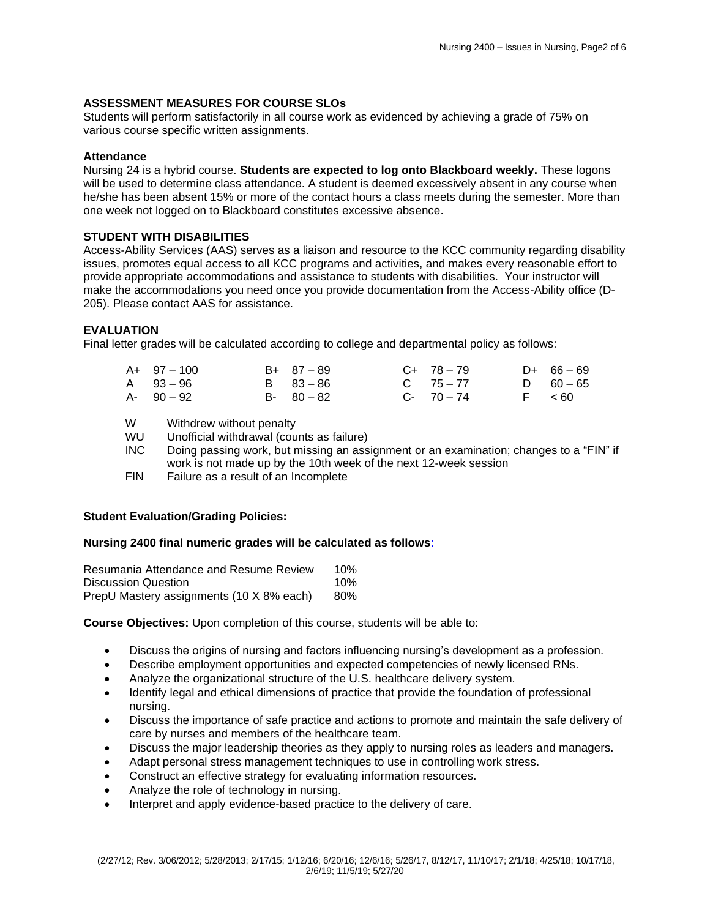**ASSESSMENT MEASURES FOR COURSE SLOs**

Students will perform satisfactorily in all course work as evidenced by achieving a grade of 75% on various course specific written assignments.

**Attendance**

Nursing 24 is a hybrid course. **Students are expected to log onto Blackboard weekly.** These logons will be used to determine class attendance. A student is deemed excessively absent in any course when he/she has been absent 15% or more of the contact hours a class meets during the semester. More than one week not logged on to Blackboard constitutes excessive absence.

**STUDENT WITH DISABILITIES**

Access-Ability Services (AAS) serves as a liaison and resource to the KCC community regarding disability issues, promotes equal access to all KCC programs and activities, and makes every reasonable effort to provide appropriate accommodations and assistance to students with disabilities. Your instructor will make the accommodations you need once you provide documentation from the Access-Ability office (D-205). Please contact AAS for assistance.

**EVALUATION**

Final letter grades will be calculated according to college and departmental policy as follows:

| | | | | | | | |
|---|---|---|---|---|---|---|---|
| A+ | 97 – 100 | B+ | 87 – 89 | C+ | 78 – 79 | D+ | 66 – 69 |
| A | 93 – 96 | B | 83 – 86 | C | 75 – 77 | D | 60 – 65 |
| A- | 90 – 92 | B- | 80 – 82 | C- | 70 – 74 | F | < 60 |

- W Withdrew without penalty
- WU Unofficial withdrawal (counts as failure)
- INC Doing passing work, but missing an assignment or an examination; changes to a "FIN" if work is not made up by the 10th week of the next 12-week session
- FIN Failure as a result of an Incomplete

**Student Evaluation/Grading Policies:**

**Nursing 2400 final numeric grades will be calculated as follows**:

| | |
|---|---|
| Resumania Attendance and Resume Review | 10% |
| Discussion Question | 10% |
| PrepU Mastery assignments (10 X 8% each) | 80% |

**Course Objectives:** Upon completion of this course, students will be able to:

- Discuss the origins of nursing and factors influencing nursing's development as a profession.
- Describe employment opportunities and expected competencies of newly licensed RNs.
- Analyze the organizational structure of the U.S. healthcare delivery system.
- Identify legal and ethical dimensions of practice that provide the foundation of professional nursing.
- Discuss the importance of safe practice and actions to promote and maintain the safe delivery of care by nurses and members of the healthcare team.
- Discuss the major leadership theories as they apply to nursing roles as leaders and managers.
- Adapt personal stress management techniques to use in controlling work stress.
- Construct an effective strategy for evaluating information resources.
- Analyze the role of technology in nursing.
- Interpret and apply evidence-based practice to the delivery of care.

(2/27/12; Rev. 3/06/2012; 5/28/2013; 2/17/15; 1/12/16; 6/20/16; 12/6/16; 5/26/17, 8/12/17, 11/10/17; 2/1/18; 4/25/18; 10/17/18, 2/6/19; 11/5/19; 5/27/20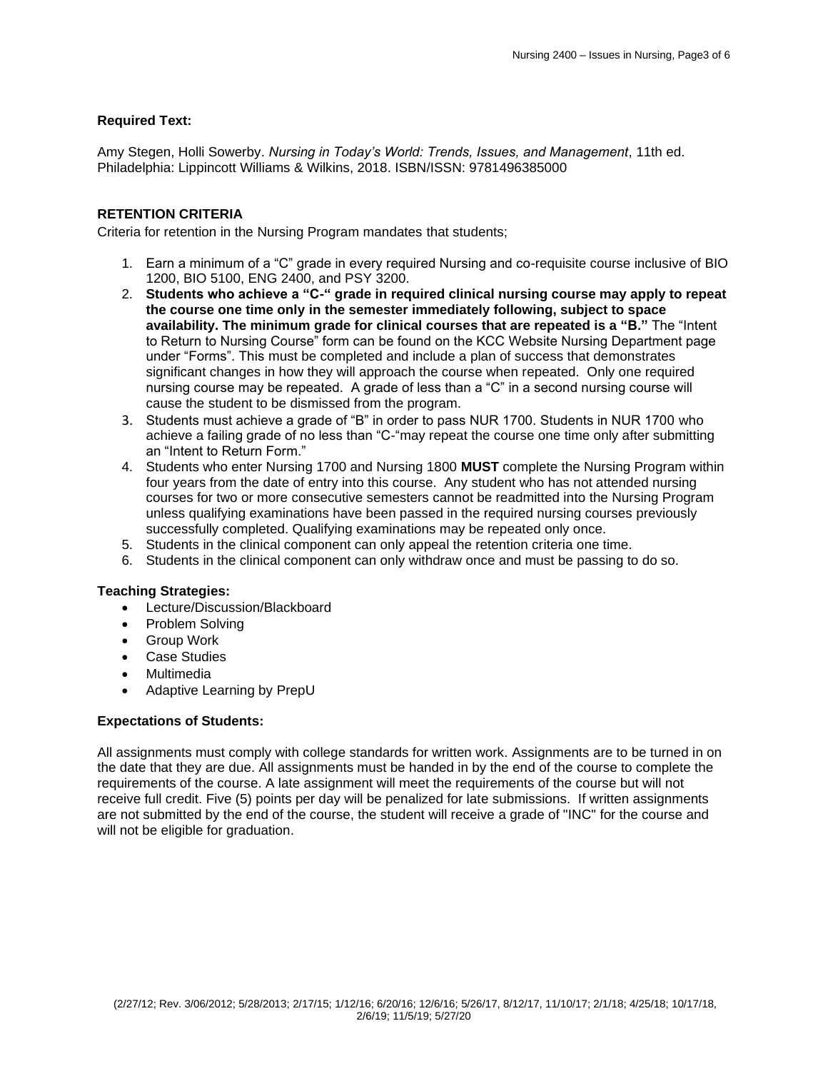**Required Text:**

Amy Stegen, Holli Sowerby. *Nursing in Today's World: Trends, Issues, and Management*, 11th ed. Philadelphia: Lippincott Williams & Wilkins, 2018. ISBN/ISSN: 9781496385000

**RETENTION CRITERIA**

Criteria for retention in the Nursing Program mandates that students;

1. Earn a minimum of a "C" grade in every required Nursing and co-requisite course inclusive of BIO 1200, BIO 5100, ENG 2400, and PSY 3200.
2. **Students who achieve a "C-" grade in required clinical nursing course may apply to repeat the course one time only in the semester immediately following, subject to space availability. The minimum grade for clinical courses that are repeated is a "B."** The "Intent to Return to Nursing Course" form can be found on the KCC Website Nursing Department page under "Forms". This must be completed and include a plan of success that demonstrates significant changes in how they will approach the course when repeated. Only one required nursing course may be repeated. A grade of less than a "C" in a second nursing course will cause the student to be dismissed from the program.
3. Students must achieve a grade of "B" in order to pass NUR 1700. Students in NUR 1700 who achieve a failing grade of no less than "C-"may repeat the course one time only after submitting an "Intent to Return Form."
4. Students who enter Nursing 1700 and Nursing 1800 **MUST** complete the Nursing Program within four years from the date of entry into this course. Any student who has not attended nursing courses for two or more consecutive semesters cannot be readmitted into the Nursing Program unless qualifying examinations have been passed in the required nursing courses previously successfully completed. Qualifying examinations may be repeated only once.
5. Students in the clinical component can only appeal the retention criteria one time.
6. Students in the clinical component can only withdraw once and must be passing to do so.

**Teaching Strategies:**

- Lecture/Discussion/Blackboard
- Problem Solving
- Group Work
- Case Studies
- Multimedia
- Adaptive Learning by PrepU

**Expectations of Students:**

All assignments must comply with college standards for written work. Assignments are to be turned in on the date that they are due. All assignments must be handed in by the end of the course to complete the requirements of the course. A late assignment will meet the requirements of the course but will not receive full credit. Five (5) points per day will be penalized for late submissions. If written assignments are not submitted by the end of the course, the student will receive a grade of "INC" for the course and will not be eligible for graduation.

(2/27/12; Rev. 3/06/2012; 5/28/2013; 2/17/15; 1/12/16; 6/20/16; 12/6/16; 5/26/17, 8/12/17, 11/10/17; 2/1/18; 4/25/18; 10/17/18, 2/6/19; 11/5/19; 5/27/20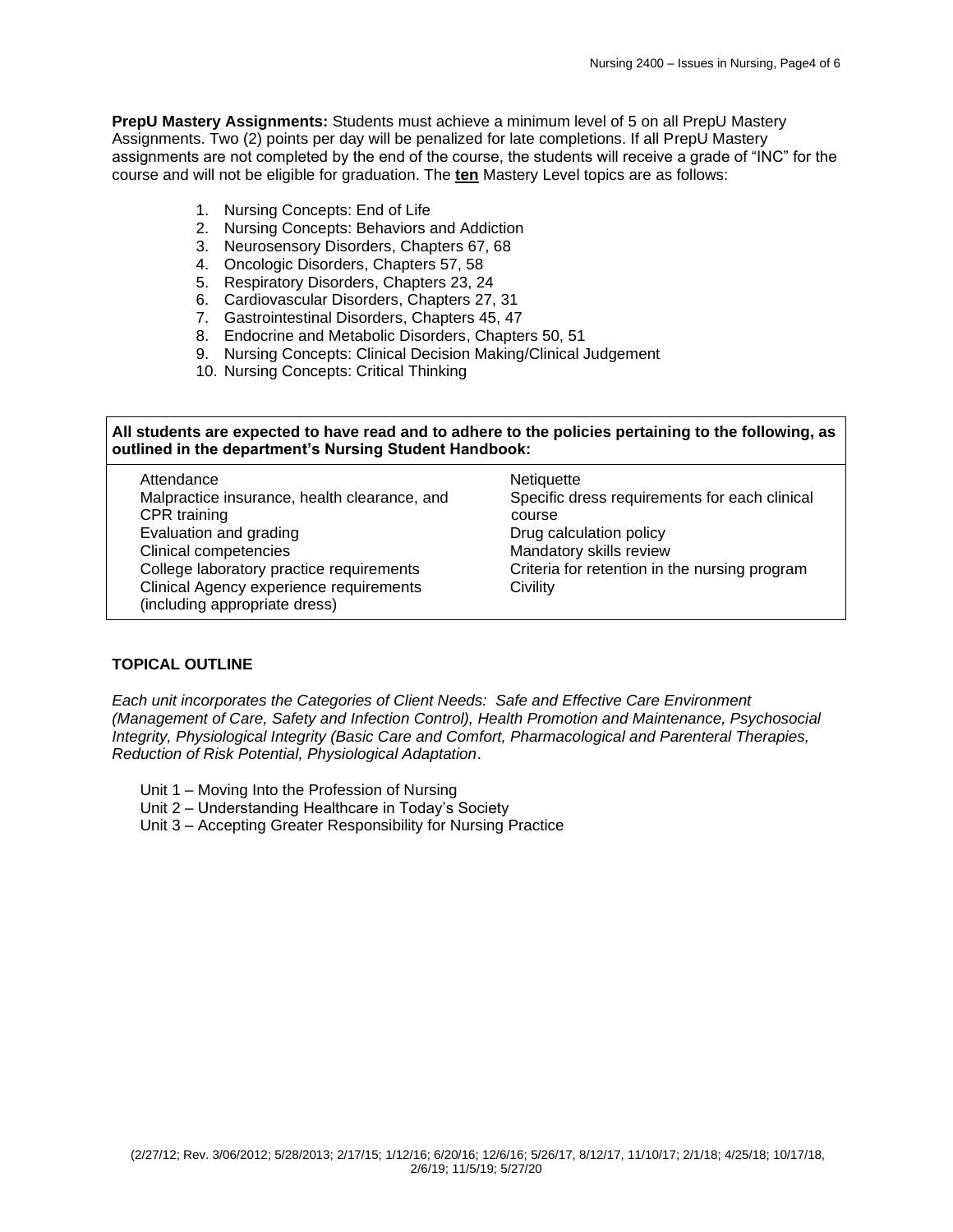**PrepU Mastery Assignments:** Students must achieve a minimum level of 5 on all PrepU Mastery Assignments. Two (2) points per day will be penalized for late completions. If all PrepU Mastery assignments are not completed by the end of the course, the students will receive a grade of "INC" for the course and will not be eligible for graduation. The **ten** Mastery Level topics are as follows:

1. Nursing Concepts: End of Life
2. Nursing Concepts: Behaviors and Addiction
3. Neurosensory Disorders, Chapters 67, 68
4. Oncologic Disorders, Chapters 57, 58
5. Respiratory Disorders, Chapters 23, 24
6. Cardiovascular Disorders, Chapters 27, 31
7. Gastrointestinal Disorders, Chapters 45, 47
8. Endocrine and Metabolic Disorders, Chapters 50, 51
9. Nursing Concepts: Clinical Decision Making/Clinical Judgement
10. Nursing Concepts: Critical Thinking

| **All students are expected to have read and to adhere to the policies pertaining to the following, as outlined in the department's Nursing Student Handbook:** | |
|---|---|
| Attendance | Netiquette |
| Malpractice insurance, health clearance, and CPR training | Specific dress requirements for each clinical course |
| Evaluation and grading | Drug calculation policy |
| Clinical competencies | Mandatory skills review |
| College laboratory practice requirements | Criteria for retention in the nursing program |
| Clinical Agency experience requirements (including appropriate dress) | Civility |

**TOPICAL OUTLINE**

*Each unit incorporates the Categories of Client Needs: Safe and Effective Care Environment (Management of Care, Safety and Infection Control), Health Promotion and Maintenance, Psychosocial Integrity, Physiological Integrity (Basic Care and Comfort, Pharmacological and Parenteral Therapies, Reduction of Risk Potential, Physiological Adaptation*.

Unit 1 – Moving Into the Profession of Nursing
Unit 2 – Understanding Healthcare in Today's Society
Unit 3 – Accepting Greater Responsibility for Nursing Practice

(2/27/12; Rev. 3/06/2012; 5/28/2013; 2/17/15; 1/12/16; 6/20/16; 12/6/16; 5/26/17, 8/12/17, 11/10/17; 2/1/18; 4/25/18; 10/17/18, 2/6/19; 11/5/19; 5/27/20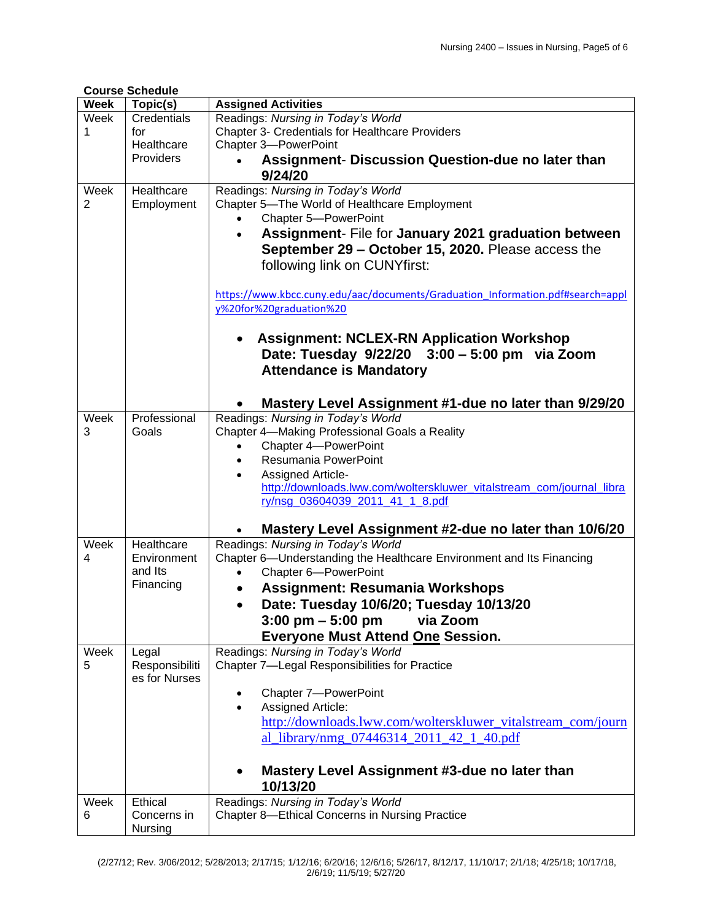**Course Schedule**

| Week | Topic(s) | Assigned Activities |
|---|---|---|
| Week 1 | Credentials for Healthcare Providers | Readings: *Nursing in Today's World*<br>Chapter 3- Credentials for Healthcare Providers<br>Chapter 3—PowerPoint<br>• **Assignment- Discussion Question-due no later than 9/24/20** |
| Week 2 | Healthcare Employment | Readings: *Nursing in Today's World*<br>Chapter 5—The World of Healthcare Employment<br>• Chapter 5—PowerPoint<br>• **Assignment**- File for **January 2021 graduation between September 29 – October 15, 2020.** Please access the following link on CUNYfirst:<br>https://www.kbcc.cuny.edu/aac/documents/Graduation_Information.pdf#search=apply%20for%20graduation%20<br>• **Assignment: NCLEX-RN Application Workshop Date: Tuesday 9/22/20 3:00 – 5:00 pm via Zoom Attendance is Mandatory**<br>• **Mastery Level Assignment #1-due no later than 9/29/20** |
| Week 3 | Professional Goals | Readings: *Nursing in Today's World*<br>Chapter 4—Making Professional Goals a Reality<br>• Chapter 4—PowerPoint<br>• Resumania PowerPoint<br>• Assigned Article- http://downloads.lww.com/wolterskluwer_vitalstream_com/journal_library/nsg_03604039_2011_41_1_8.pdf<br>• **Mastery Level Assignment #2-due no later than 10/6/20** |
| Week 4 | Healthcare Environment and Its Financing | Readings: *Nursing in Today's World*<br>Chapter 6—Understanding the Healthcare Environment and Its Financing<br>• Chapter 6—PowerPoint<br>• **Assignment: Resumania Workshops**<br>• **Date: Tuesday 10/6/20; Tuesday 10/13/20 3:00 pm – 5:00 pm via Zoom Everyone Must Attend One Session.** |
| Week 5 | Legal Responsibilities for Nurses | Readings: *Nursing in Today's World*<br>Chapter 7—Legal Responsibilities for Practice<br>• Chapter 7—PowerPoint<br>• Assigned Article: http://downloads.lww.com/wolterskluwer_vitalstream_com/journal_library/nmg_07446314_2011_42_1_40.pdf<br>• **Mastery Level Assignment #3-due no later than 10/13/20** |
| Week 6 | Ethical Concerns in Nursing | Readings: *Nursing in Today's World*<br>Chapter 8—Ethical Concerns in Nursing Practice |

(2/27/12; Rev. 3/06/2012; 5/28/2013; 2/17/15; 1/12/16; 6/20/16; 12/6/16; 5/26/17, 8/12/17, 11/10/17; 2/1/18; 4/25/18; 10/17/18, 2/6/19; 11/5/19; 5/27/20)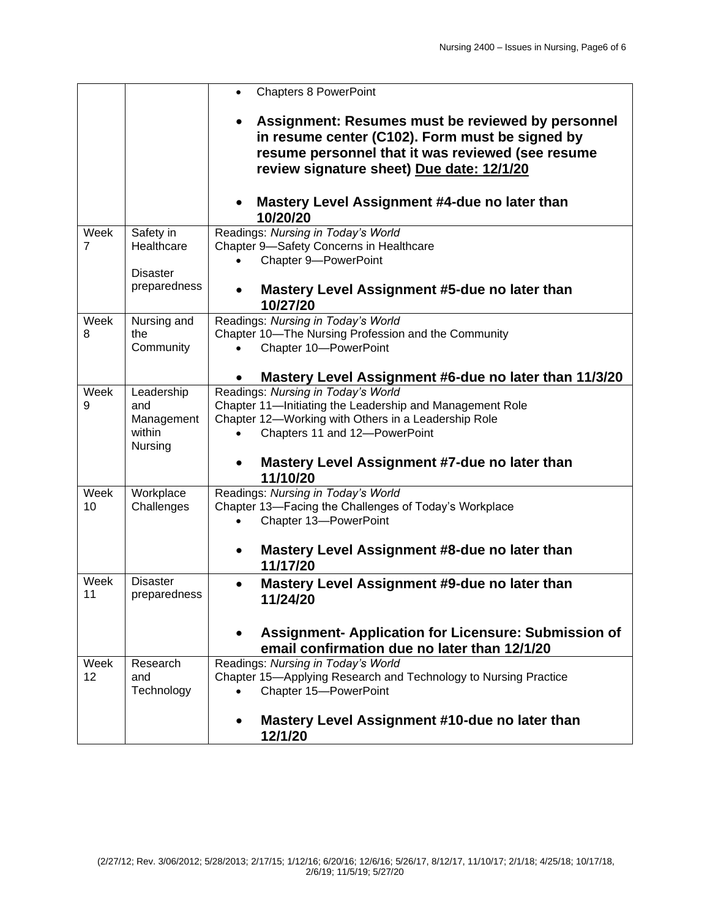| | | |
|---|---|---|
| | | • Chapters 8 PowerPoint<br>• **Assignment: Resumes must be reviewed by personnel in resume center (C102). Form must be signed by resume personnel that it was reviewed (see resume review signature sheet) <u>Due date: 12/1/20</u>**<br>• **Mastery Level Assignment #4-due no later than 10/20/20** |
| Week 7 | Safety in Healthcare<br><br>Disaster preparedness | Readings: *Nursing in Today's World*<br>Chapter 9—Safety Concerns in Healthcare<br>• Chapter 9—PowerPoint<br>• **Mastery Level Assignment #5-due no later than 10/27/20** |
| Week 8 | Nursing and the Community | Readings: *Nursing in Today's World*<br>Chapter 10—The Nursing Profession and the Community<br>• Chapter 10—PowerPoint<br>• **Mastery Level Assignment #6-due no later than 11/3/20** |
| Week 9 | Leadership and Management within Nursing | Readings: *Nursing in Today's World*<br>Chapter 11—Initiating the Leadership and Management Role<br>Chapter 12—Working with Others in a Leadership Role<br>• Chapters 11 and 12—PowerPoint<br>• **Mastery Level Assignment #7-due no later than 11/10/20** |
| Week 10 | Workplace Challenges | Readings: *Nursing in Today's World*<br>Chapter 13—Facing the Challenges of Today's Workplace<br>• Chapter 13—PowerPoint<br>• **Mastery Level Assignment #8-due no later than 11/17/20** |
| Week 11 | Disaster preparedness | • **Mastery Level Assignment #9-due no later than 11/24/20**<br>• **Assignment- Application for Licensure: Submission of email confirmation due no later than 12/1/20** |
| Week 12 | Research and Technology | Readings: *Nursing in Today's World*<br>Chapter 15—Applying Research and Technology to Nursing Practice<br>• Chapter 15—PowerPoint<br>• **Mastery Level Assignment #10-due no later than 12/1/20** |

(2/27/12; Rev. 3/06/2012; 5/28/2013; 2/17/15; 1/12/16; 6/20/16; 12/6/16; 5/26/17, 8/12/17, 11/10/17; 2/1/18; 4/25/18; 10/17/18, 2/6/19; 11/5/19; 5/27/20